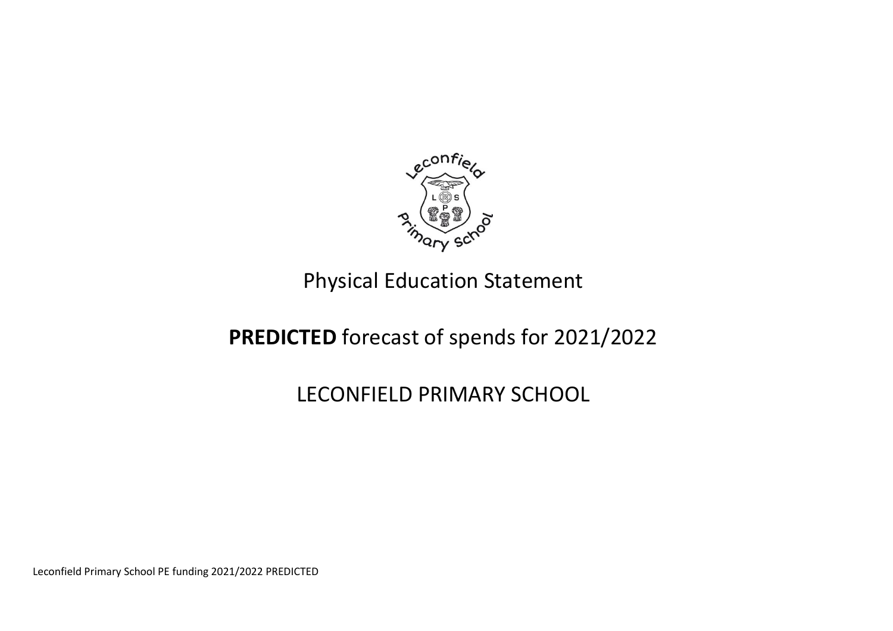# Physical Education Statement

## **PREDICTED** forecast of spends for 2021/2022

## LECONFIELD PRIMARY SCHOOL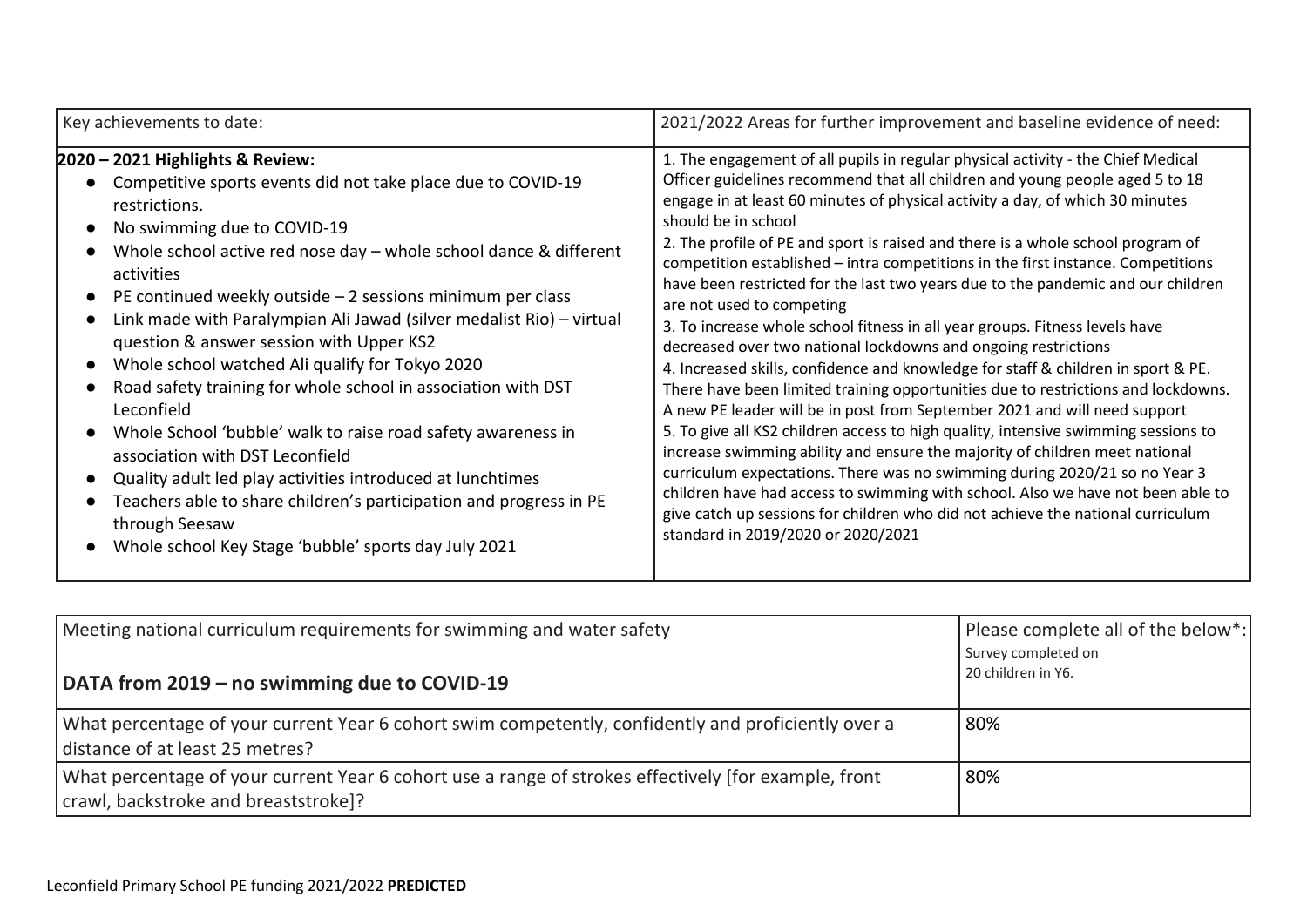| Key achievements to date: | 2021/2022 Areas for further improvement and baseline evidence of need: |
| --- | --- |
| **2020 – 2021 Highlights & Review:**<br>• Competitive sports events did not take place due to COVID-19 restrictions.<br>• No swimming due to COVID-19<br>• Whole school active red nose day – whole school dance & different activities<br>• PE continued weekly outside – 2 sessions minimum per class<br>• Link made with Paralympian Ali Jawad (silver medalist Rio) – virtual question & answer session with Upper KS2<br>• Whole school watched Ali qualify for Tokyo 2020<br>• Road safety training for whole school in association with DST Leconfield<br>• Whole School 'bubble' walk to raise road safety awareness in association with DST Leconfield<br>• Quality adult led play activities introduced at lunchtimes<br>• Teachers able to share children's participation and progress in PE through Seesaw<br>• Whole school Key Stage 'bubble' sports day July 2021 | 1. The engagement of all pupils in regular physical activity - the Chief Medical Officer guidelines recommend that all children and young people aged 5 to 18 engage in at least 60 minutes of physical activity a day, of which 30 minutes should be in school<br>2. The profile of PE and sport is raised and there is a whole school program of competition established – intra competitions in the first instance. Competitions have been restricted for the last two years due to the pandemic and our children are not used to competing<br>3. To increase whole school fitness in all year groups. Fitness levels have decreased over two national lockdowns and ongoing restrictions<br>4. Increased skills, confidence and knowledge for staff & children in sport & PE. There have been limited training opportunities due to restrictions and lockdowns. A new PE leader will be in post from September 2021 and will need support<br>5. To give all KS2 children access to high quality, intensive swimming sessions to increase swimming ability and ensure the majority of children meet national curriculum expectations. There was no swimming during 2020/21 so no Year 3 children have had access to swimming with school. Also we have not been able to give catch up sessions for children who did not achieve the national curriculum standard in 2019/2020 or 2020/2021 |

| Meeting national curriculum requirements for swimming and water safety<br><br>**DATA from 2019 – no swimming due to COVID-19** | Please complete all of the below*:<br>Survey completed on 20 children in Y6. |
| --- | --- |
| What percentage of your current Year 6 cohort swim competently, confidently and proficiently over a distance of at least 25 metres? | 80% |
| What percentage of your current Year 6 cohort use a range of strokes effectively [for example, front crawl, backstroke and breaststroke]? | 80% |

Leconfield Primary School PE funding 2021/2022 **PREDICTED**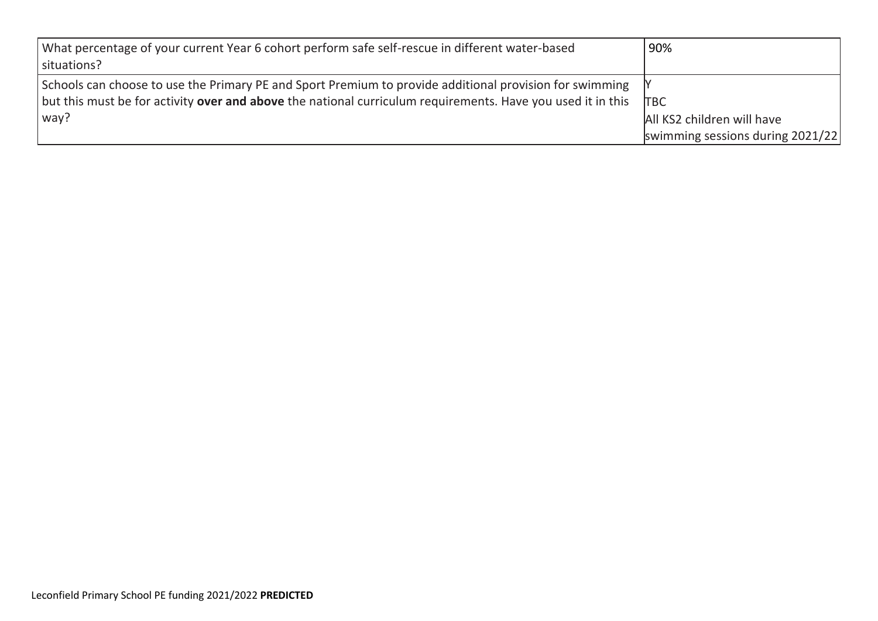| | |
|---|---|
| What percentage of your current Year 6 cohort perform safe self-rescue in different water-based situations? | 90% |
| Schools can choose to use the Primary PE and Sport Premium to provide additional provision for swimming but this must be for activity **over and above** the national curriculum requirements. Have you used it in this way? | Y<br>TBC<br>All KS2 children will have swimming sessions during 2021/22 |

Leconfield Primary School PE funding 2021/2022 **PREDICTED**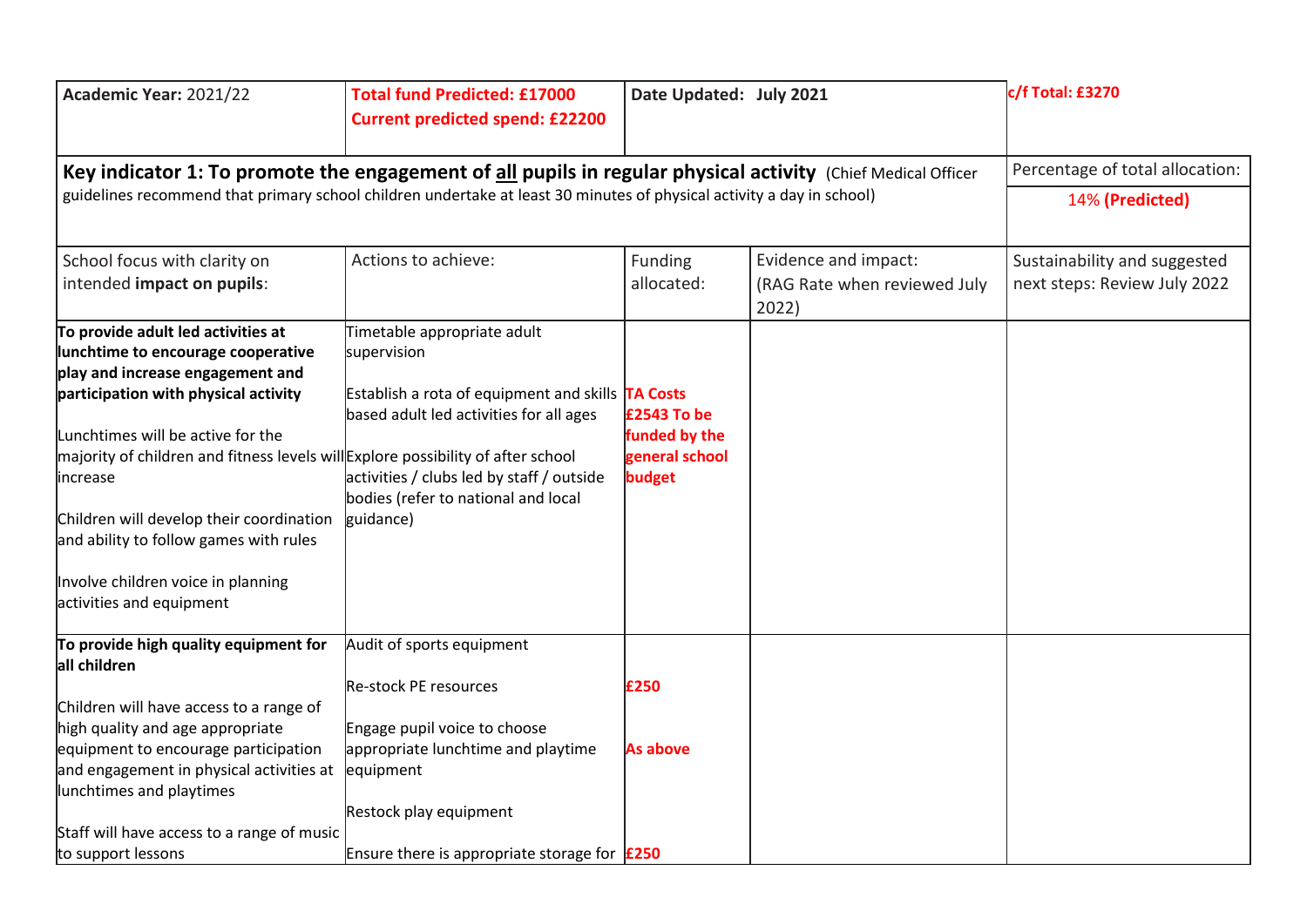| Academic Year: 2021/22 | **Total fund Predicted: £17000**<br>**Current predicted spend: £22200** | Date Updated: July 2021 | | **c/f Total: £3270** |
|---|---|---|---|---|
| **Key indicator 1: To promote the engagement of all pupils in regular physical activity** (Chief Medical Officer guidelines recommend that primary school children undertake at least 30 minutes of physical activity a day in school) | | | | Percentage of total allocation:<br>14% **(Predicted)** |
| School focus with clarity on intended **impact on pupils**: | Actions to achieve: | Funding allocated: | Evidence and impact:<br>(RAG Rate when reviewed July 2022) | Sustainability and suggested next steps: Review July 2022 |
| **To provide adult led activities at lunchtime to encourage cooperative play and increase engagement and participation with physical activity**<br><br>Lunchtimes will be active for the majority of children and fitness levels will increase<br><br>Children will develop their coordination and ability to follow games with rules<br><br>Involve children voice in planning activities and equipment | Timetable appropriate adult supervision<br><br>Establish a rota of equipment and skills based adult led activities for all ages<br><br>Explore possibility of after school activities / clubs led by staff / outside bodies (refer to national and local guidance) | **TA Costs £2543 To be funded by the general school budget** | | |
| **To provide high quality equipment for all children**<br><br>Children will have access to a range of high quality and age appropriate equipment to encourage participation and engagement in physical activities at lunchtimes and playtimes<br><br>Staff will have access to a range of music to support lessons | Audit of sports equipment<br><br>Re-stock PE resources<br><br>Engage pupil voice to choose appropriate lunchtime and playtime equipment<br><br>Restock play equipment<br><br>Ensure there is appropriate storage for | **£250**<br><br>**As above**<br><br>**£250** | | |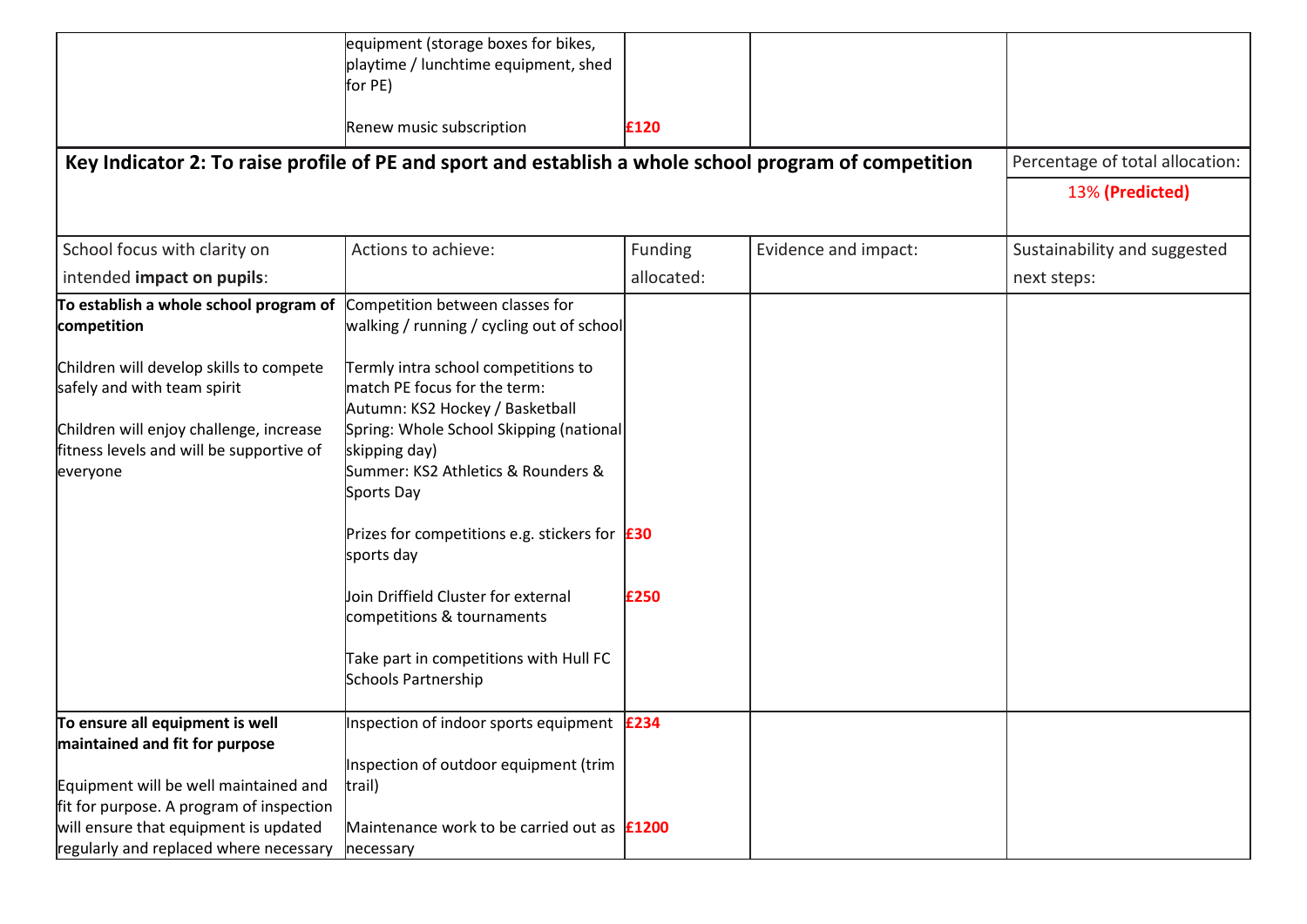| | | | | |
|---|---|---|---|---|
| | equipment (storage boxes for bikes, playtime / lunchtime equipment, shed for PE)<br><br>Renew music subscription | <br><br><br>**£120** | | |

**Key Indicator 2: To raise profile of PE and sport and establish a whole school program of competition**

Percentage of total allocation: **13% (Predicted)**

| School focus with clarity on intended **impact on pupils**: | Actions to achieve: | Funding allocated: | Evidence and impact: | Sustainability and suggested next steps: |
|---|---|---|---|---|
| **To establish a whole school program of competition**<br><br>Children will develop skills to compete safely and with team spirit<br><br>Children will enjoy challenge, increase fitness levels and will be supportive of everyone | Competition between classes for walking / running / cycling out of school<br><br>Termly intra school competitions to match PE focus for the term:<br>Autumn: KS2 Hockey / Basketball<br>Spring: Whole School Skipping (national skipping day)<br>Summer: KS2 Athletics & Rounders & Sports Day<br><br>Prizes for competitions e.g. stickers for sports day<br><br>Join Driffield Cluster for external competitions & tournaments<br><br>Take part in competitions with Hull FC Schools Partnership | <br><br><br><br><br><br><br><br>**£30**<br><br>**£250** | | |
| **To ensure all equipment is well maintained and fit for purpose**<br><br>Equipment will be well maintained and fit for purpose. A program of inspection will ensure that equipment is updated regularly and replaced where necessary | Inspection of indoor sports equipment<br><br>Inspection of outdoor equipment (trim trail)<br><br>Maintenance work to be carried out as necessary | **£234**<br><br><br><br>**£1200** | | |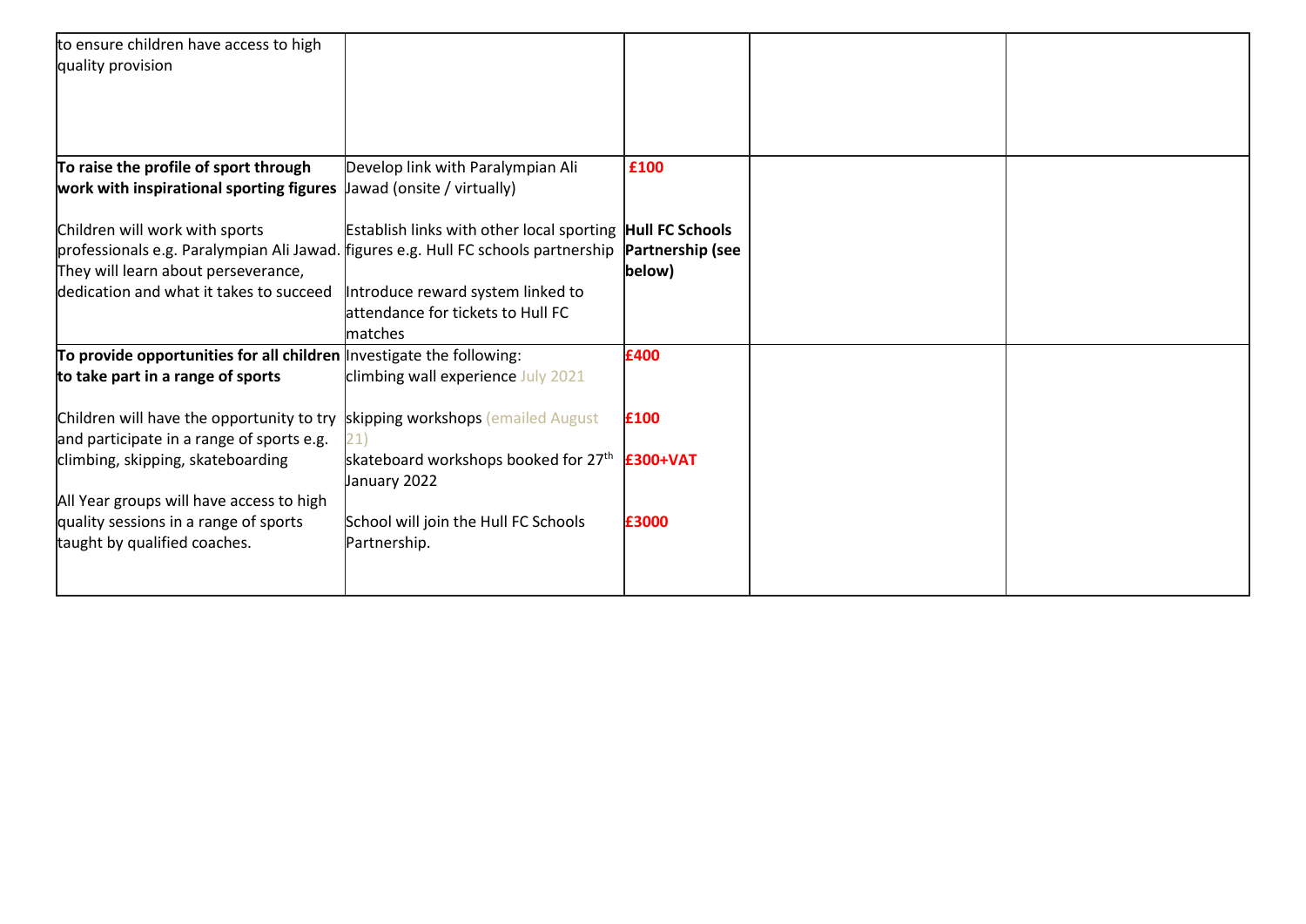| | | | | |
|---|---|---|---|---|
| to ensure children have access to high quality provision | | | | |
| **To raise the profile of sport through work with inspirational sporting figures**<br><br>Children will work with sports professionals e.g. Paralympian Ali Jawad. They will learn about perseverance, dedication and what it takes to succeed | Develop link with Paralympian Ali Jawad (onsite / virtually)<br><br>Establish links with other local sporting figures e.g. Hull FC schools partnership<br><br>Introduce reward system linked to attendance for tickets to Hull FC matches | **£100**<br><br>**Hull FC Schools Partnership (see below)** | | |
| **To provide opportunities for all children to take part in a range of sports**<br><br>Children will have the opportunity to try and participate in a range of sports e.g. climbing, skipping, skateboarding<br><br>All Year groups will have access to high quality sessions in a range of sports taught by qualified coaches. | Investigate the following:<br>climbing wall experience July 2021<br><br>skipping workshops (emailed August 21)<br><br>skateboard workshops booked for 27th January 2022<br><br>School will join the Hull FC Schools Partnership. | **£400**<br><br>**£100**<br><br>**£300+VAT**<br><br>**£3000** | | |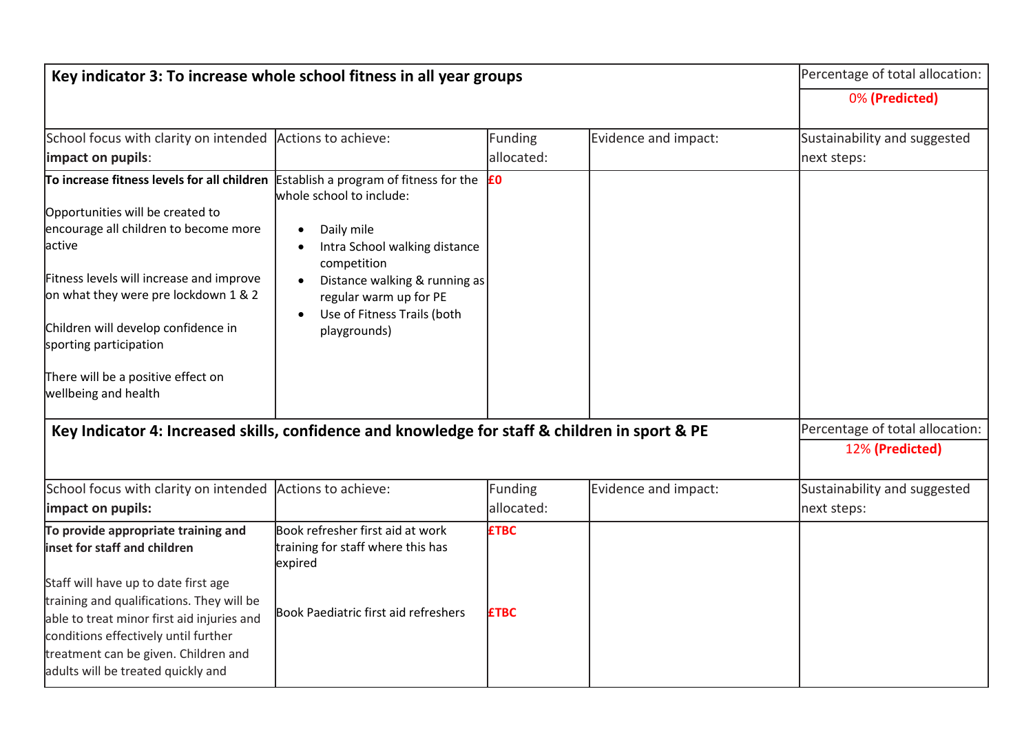| Key indicator 3: To increase whole school fitness in all year groups | | | | Percentage of total allocation: |
|---|---|---|---|---|
| | | | | 0% **(Predicted)** |
| School focus with clarity on intended **impact on pupils**: | Actions to achieve: | Funding allocated: | Evidence and impact: | Sustainability and suggested next steps: |
| **To increase fitness levels for all children**<br><br>Opportunities will be created to encourage all children to become more active<br><br>Fitness levels will increase and improve on what they were pre lockdown 1 & 2<br><br>Children will develop confidence in sporting participation<br><br>There will be a positive effect on wellbeing and health | Establish a program of fitness for the whole school to include:<br><br>• Daily mile<br>• Intra School walking distance competition<br>• Distance walking & running as regular warm up for PE<br>• Use of Fitness Trails (both playgrounds) | **£0** | | |

| Key Indicator 4: Increased skills, confidence and knowledge for staff & children in sport & PE | | | | Percentage of total allocation: |
|---|---|---|---|---|
| | | | | 12% **(Predicted)** |
| School focus with clarity on intended **impact on pupils:** | Actions to achieve: | Funding allocated: | Evidence and impact: | Sustainability and suggested next steps: |
| **To provide appropriate training and inset for staff and children**<br><br>Staff will have up to date first age training and qualifications. They will be able to treat minor first aid injuries and conditions effectively until further treatment can be given. Children and adults will be treated quickly and | Book refresher first aid at work training for staff where this has expired<br><br>Book Paediatric first aid refreshers | **£TBC**<br><br>**£TBC** | | |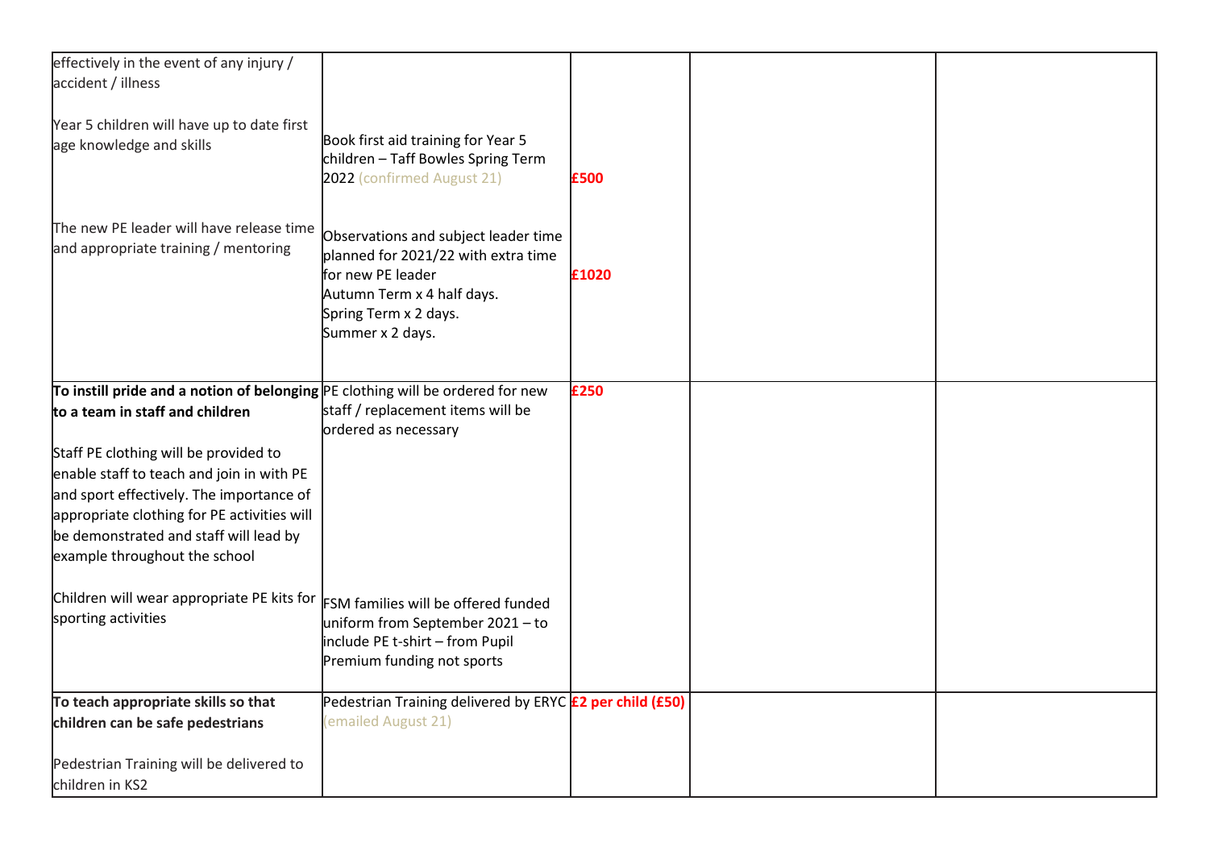| | | | | |
|---|---|---|---|---|
| effectively in the event of any injury / accident / illness<br><br>Year 5 children will have up to date first age knowledge and skills<br><br>The new PE leader will have release time and appropriate training / mentoring | Book first aid training for Year 5 children – Taff Bowles Spring Term 2022 (confirmed August 21)<br><br>Observations and subject leader time planned for 2021/22 with extra time for new PE leader<br>Autumn Term x 4 half days.<br>Spring Term x 2 days.<br>Summer x 2 days. | **£500**<br><br>**£1020** | | |
| **To instill pride and a notion of belonging to a team in staff and children**<br><br>Staff PE clothing will be provided to enable staff to teach and join in with PE and sport effectively. The importance of appropriate clothing for PE activities will be demonstrated and staff will lead by example throughout the school<br><br>Children will wear appropriate PE kits for sporting activities | PE clothing will be ordered for new staff / replacement items will be ordered as necessary<br><br>FSM families will be offered funded uniform from September 2021 – to include PE t-shirt – from Pupil Premium funding not sports | **£250** | | |
| **To teach appropriate skills so that children can be safe pedestrians**<br><br>Pedestrian Training will be delivered to children in KS2 | Pedestrian Training delivered by ERYC (emailed August 21) | **£2 per child (£50)** | | |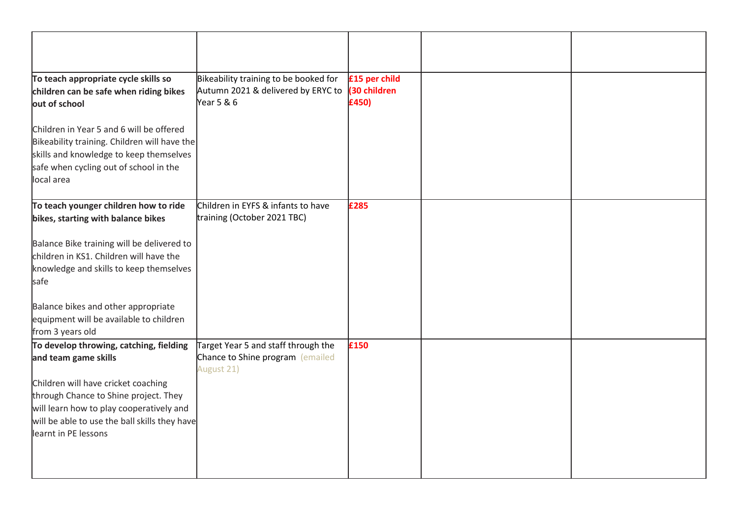| | | | | |
|---|---|---|---|---|
| **To teach appropriate cycle skills so children can be safe when riding bikes out of school**<br><br>Children in Year 5 and 6 will be offered Bikeability training. Children will have the skills and knowledge to keep themselves safe when cycling out of school in the local area | Bikeability training to be booked for Autumn 2021 & delivered by ERYC to Year 5 & 6 | **£15 per child (30 children £450)** | | |
| **To teach younger children how to ride bikes, starting with balance bikes**<br><br>Balance Bike training will be delivered to children in KS1. Children will have the knowledge and skills to keep themselves safe<br><br>Balance bikes and other appropriate equipment will be available to children from 3 years old | Children in EYFS & infants to have training (October 2021 TBC) | **£285** | | |
| **To develop throwing, catching, fielding and team game skills**<br><br>Children will have cricket coaching through Chance to Shine project. They will learn how to play cooperatively and will be able to use the ball skills they have learnt in PE lessons | Target Year 5 and staff through the Chance to Shine program (emailed August 21) | **£150** | | |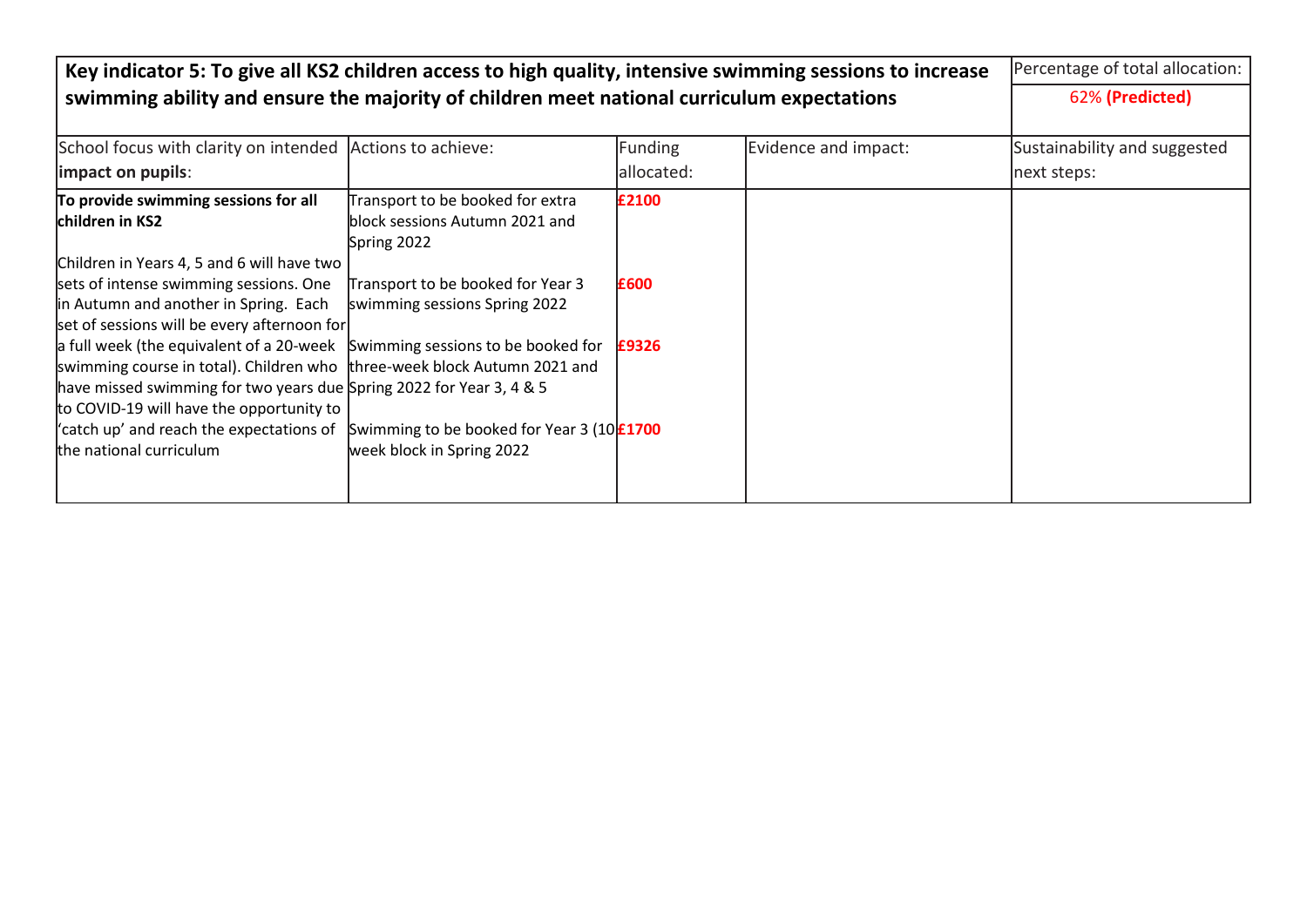| Key indicator 5: To give all KS2 children access to high quality, intensive swimming sessions to increase swimming ability and ensure the majority of children meet national curriculum expectations | | | | Percentage of total allocation:<br>62% **(Predicted)** |
|---|---|---|---|---|
| School focus with clarity on intended **impact on pupils**: | Actions to achieve: | Funding allocated: | Evidence and impact: | Sustainability and suggested next steps: |
| **To provide swimming sessions for all children in KS2**<br><br>Children in Years 4, 5 and 6 will have two sets of intense swimming sessions. One in Autumn and another in Spring. Each set of sessions will be every afternoon for a full week (the equivalent of a 20-week swimming course in total). Children who have missed swimming for two years due to COVID-19 will have the opportunity to 'catch up' and reach the expectations of the national curriculum | Transport to be booked for extra block sessions Autumn 2021 and Spring 2022<br><br>Transport to be booked for Year 3 swimming sessions Spring 2022<br><br>Swimming sessions to be booked for three-week block Autumn 2021 and Spring 2022 for Year 3, 4 & 5<br><br>Swimming to be booked for Year 3 (10 week block in Spring 2022 | **£2100**<br><br>**£600**<br><br>**£9326**<br><br>**£1700** | | |